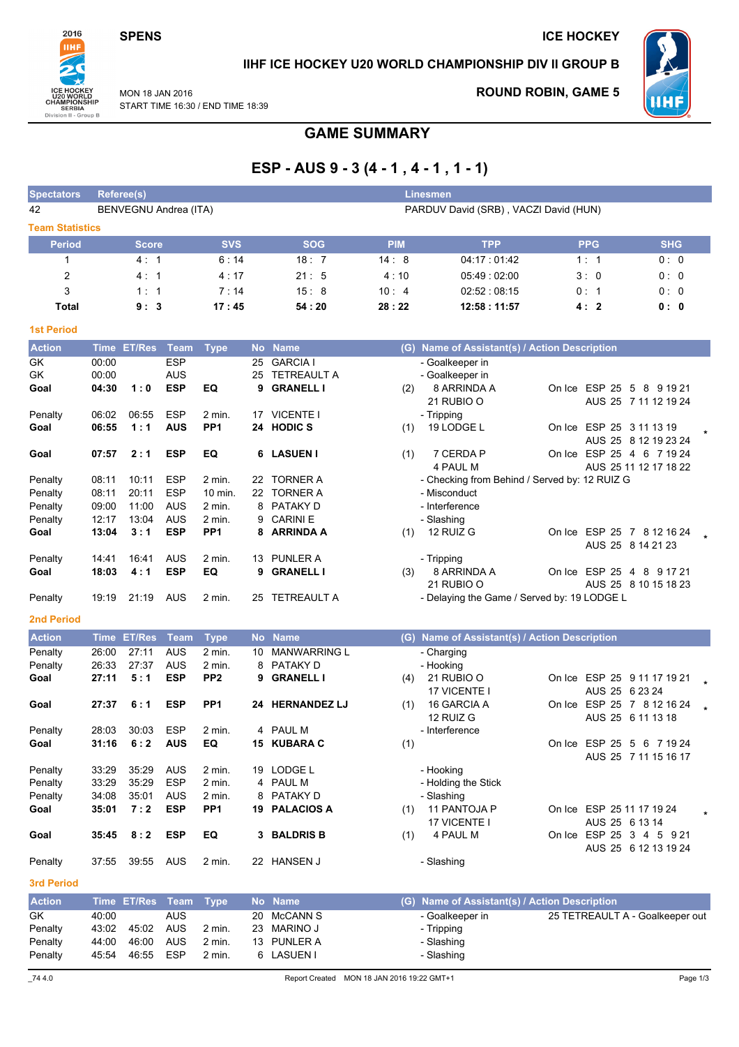SPENS

ICE HOCKEY

IIHF ICE HOCKEY U20 WORLD CHAMPIONSHIP DIV II GROUP B

MON 18 JAN 2016
START TIME 16:30 / END TIME 18:39

ROUND ROBIN, GAME 5

# GAME SUMMARY

## ESP - AUS 9 - 3 (4 - 1 , 4 - 1 , 1 - 1)

| Spectators | Referee(s) | Linesmen |
|---|---|---|
| 42 | BENVEGNU Andrea (ITA) | PARDUV David (SRB) , VACZI David (HUN) |

### Team Statistics

| Period | Score | SVS | SOG | PIM | TPP | PPG | SHG |
|---|---|---|---|---|---|---|---|
| 1 | 4 : 1 | 6 : 14 | 18 : 7 | 14 : 8 | 04:17 : 01:42 | 1 : 1 | 0 : 0 |
| 2 | 4 : 1 | 4 : 17 | 21 : 5 | 4 : 10 | 05:49 : 02:00 | 3 : 0 | 0 : 0 |
| 3 | 1 : 1 | 7 : 14 | 15 : 8 | 10 : 4 | 02:52 : 08:15 | 0 : 1 | 0 : 0 |
| **Total** | **9 : 3** | **17 : 45** | **54 : 20** | **28 : 22** | **12:58 : 11:57** | **4 : 2** | **0 : 0** |

### 1st Period

| Action | Time | ET/Res | Team | Type | No | Name | (G) | Name of Assistant(s) / Action Description | On Ice | |
|---|---|---|---|---|---|---|---|---|---|---|
| GK | 00:00 | | ESP | | 25 | GARCIA I | | - Goalkeeper in | | |
| GK | 00:00 | | AUS | | 25 | TETREAULT A | | - Goalkeeper in | | |
| **Goal** | **04:30** | **1 : 0** | **ESP** | **EQ** | **9** | **GRANELL I** | (2) | 8 ARRINDA A, 21 RUBIO O | ESP 25 5 8 9 19 21; AUS 25 7 11 12 19 24 | |
| Penalty | 06:02 | 06:55 | ESP | 2 min. | 17 | VICENTE I | | - Tripping | | |
| **Goal** | **06:55** | **1 : 1** | **AUS** | **PP1** | **24** | **HODIC S** | (1) | 19 LODGE L | ESP 25 3 11 13 19; AUS 25 8 12 19 23 24 | * |
| **Goal** | **07:57** | **2 : 1** | **ESP** | **EQ** | **6** | **LASUEN I** | (1) | 7 CERDA P, 4 PAUL M | ESP 25 4 6 7 19 24; AUS 25 11 12 17 18 22 | |
| Penalty | 08:11 | 10:11 | ESP | 2 min. | 22 | TORNER A | | - Checking from Behind / Served by: 12 RUIZ G | | |
| Penalty | 08:11 | 20:11 | ESP | 10 min. | 22 | TORNER A | | - Misconduct | | |
| Penalty | 09:00 | 11:00 | AUS | 2 min. | 8 | PATAKY D | | - Interference | | |
| Penalty | 12:17 | 13:04 | AUS | 2 min. | 9 | CARINI E | | - Slashing | | |
| **Goal** | **13:04** | **3 : 1** | **ESP** | **PP1** | **8** | **ARRINDA A** | (1) | 12 RUIZ G | ESP 25 7 8 12 16 24; AUS 25 8 14 21 23 | * |
| Penalty | 14:41 | 16:41 | AUS | 2 min. | 13 | PUNLER A | | - Tripping | | |
| **Goal** | **18:03** | **4 : 1** | **ESP** | **EQ** | **9** | **GRANELL I** | (3) | 8 ARRINDA A, 21 RUBIO O | ESP 25 4 8 9 17 21; AUS 25 8 10 15 18 23 | |
| Penalty | 19:19 | 21:19 | AUS | 2 min. | 25 | TETREAULT A | | - Delaying the Game / Served by: 19 LODGE L | | |

### 2nd Period

| Action | Time | ET/Res | Team | Type | No | Name | (G) | Name of Assistant(s) / Action Description | On Ice | |
|---|---|---|---|---|---|---|---|---|---|---|
| Penalty | 26:00 | 27:11 | AUS | 2 min. | 10 | MANWARRING L | | - Charging | | |
| Penalty | 26:33 | 27:37 | AUS | 2 min. | 8 | PATAKY D | | - Hooking | | |
| **Goal** | **27:11** | **5 : 1** | **ESP** | **PP2** | **9** | **GRANELL I** | (4) | 21 RUBIO O, 17 VICENTE I | ESP 25 9 11 17 19 21; AUS 25 6 23 24 | * |
| **Goal** | **27:37** | **6 : 1** | **ESP** | **PP1** | **24** | **HERNANDEZ LJ** | (1) | 16 GARCIA A, 12 RUIZ G | ESP 25 7 8 12 16 24; AUS 25 6 11 13 18 | * |
| Penalty | 28:03 | 30:03 | ESP | 2 min. | 4 | PAUL M | | - Interference | | |
| **Goal** | **31:16** | **6 : 2** | **AUS** | **EQ** | **15** | **KUBARA C** | (1) | | ESP 25 5 6 7 19 24; AUS 25 7 11 15 16 17 | |
| Penalty | 33:29 | 35:29 | AUS | 2 min. | 19 | LODGE L | | - Hooking | | |
| Penalty | 33:29 | 35:29 | ESP | 2 min. | 4 | PAUL M | | - Holding the Stick | | |
| Penalty | 34:08 | 35:01 | AUS | 2 min. | 8 | PATAKY D | | - Slashing | | |
| **Goal** | **35:01** | **7 : 2** | **ESP** | **PP1** | **19** | **PALACIOS A** | (1) | 11 PANTOJA P, 17 VICENTE I | ESP 25 11 17 19 24; AUS 25 6 13 14 | * |
| **Goal** | **35:45** | **8 : 2** | **ESP** | **EQ** | **3** | **BALDRIS B** | (1) | 4 PAUL M | ESP 25 3 4 5 9 21; AUS 25 6 12 13 19 24 | |
| Penalty | 37:55 | 39:55 | AUS | 2 min. | 22 | HANSEN J | | - Slashing | | |

### 3rd Period

| Action | Time | ET/Res | Team | Type | No | Name | (G) | Name of Assistant(s) / Action Description | |
|---|---|---|---|---|---|---|---|---|---|
| GK | 40:00 | | AUS | | 20 | McCANN S | | - Goalkeeper in | 25 TETREAULT A - Goalkeeper out |
| Penalty | 43:02 | 45:02 | AUS | 2 min. | 23 | MARINO J | | - Tripping | |
| Penalty | 44:00 | 46:00 | AUS | 2 min. | 13 | PUNLER A | | - Slashing | |
| Penalty | 45:54 | 46:55 | ESP | 2 min. | 6 | LASUEN I | | - Slashing | |

_74 4.0 Report Created MON 18 JAN 2016 19:22 GMT+1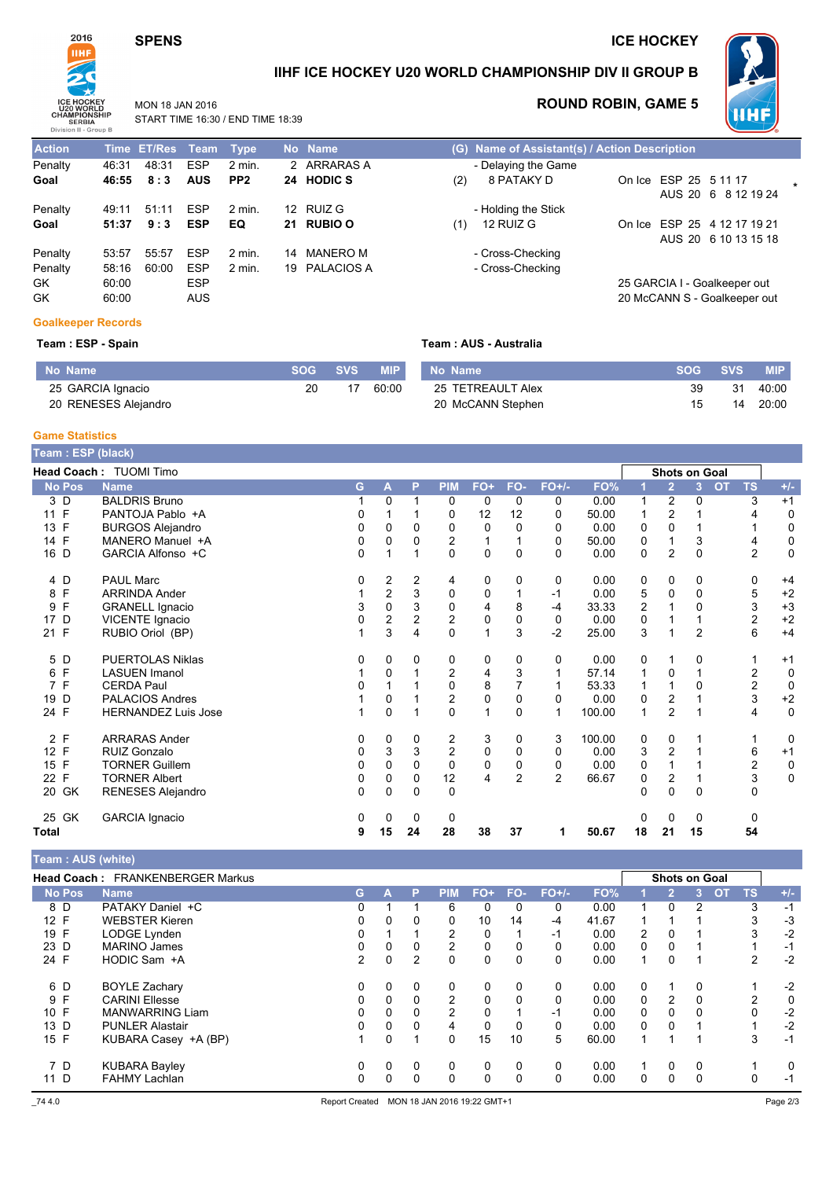# IIHF ICE HOCKEY U20 WORLD CHAMPIONSHIP DIV II GROUP B

SPENS — ICE HOCKEY

MON 18 JAN 2016
START TIME 16:30 / END TIME 18:39

## ROUND ROBIN, GAME 5

| Action | Time | ET/Res | Team | Type | No | Name | (G) | Name of Assistant(s) / Action Description | |
|---|---|---|---|---|---|---|---|---|---|
| Penalty | 46:31 | 48:31 | ESP | 2 min. | 2 | ARRARAS A | | - Delaying the Game | |
| **Goal** | **46:55** | **8 : 3** | **AUS** | **PP2** | **24** | **HODIC S** | (2) | 8 PATAKY D | On Ice ESP 25 5 11 17 / AUS 20 6 8 12 19 24 * |
| Penalty | 49:11 | 51:11 | ESP | 2 min. | 12 | RUIZ G | | - Holding the Stick | |
| **Goal** | **51:37** | **9 : 3** | **ESP** | **EQ** | **21** | **RUBIO O** | (1) | 12 RUIZ G | On Ice ESP 25 4 12 17 19 21 / AUS 20 6 10 13 15 18 |
| Penalty | 53:57 | 55:57 | ESP | 2 min. | 14 | MANERO M | | - Cross-Checking | |
| Penalty | 58:16 | 60:00 | ESP | 2 min. | 19 | PALACIOS A | | - Cross-Checking | |
| GK | 60:00 | | ESP | | | | | | 25 GARCIA I - Goalkeeper out |
| GK | 60:00 | | AUS | | | | | | 20 McCANN S - Goalkeeper out |

## Goalkeeper Records

**Team : ESP - Spain**

| No Name | SOG | SVS | MIP |
|---|---|---|---|
| 25 GARCIA Ignacio | 20 | 17 | 60:00 |
| 20 RENESES Alejandro | | | |

**Team : AUS - Australia**

| No Name | SOG | SVS | MIP |
|---|---|---|---|
| 25 TETREAULT Alex | 39 | 31 | 40:00 |
| 20 McCANN Stephen | 15 | 14 | 20:00 |

## Game Statistics

**Team : ESP (black)**

**Head Coach :** TUOMI Timo

| No | Pos | Name | G | A | P | PIM | FO+ | FO- | FO+/- | FO% | 1 | 2 | 3 | OT | TS | +/- |
|---|---|---|---|---|---|---|---|---|---|---|---|---|---|---|---|---|
| | | | | | | | | | | | Shots on Goal | | | | | |
| 3 | D | BALDRIS Bruno | 1 | 0 | 1 | 0 | 0 | 0 | 0 | 0.00 | 1 | 2 | 0 | | 3 | +1 |
| 11 | F | PANTOJA Pablo +A | 0 | 1 | 1 | 0 | 12 | 12 | 0 | 50.00 | 1 | 2 | 1 | | 4 | 0 |
| 13 | F | BURGOS Alejandro | 0 | 0 | 0 | 0 | 0 | 0 | 0 | 0.00 | 0 | 0 | 1 | | 1 | 0 |
| 14 | F | MANERO Manuel +A | 0 | 0 | 0 | 2 | 1 | 1 | 0 | 50.00 | 0 | 1 | 3 | | 4 | 0 |
| 16 | D | GARCIA Alfonso +C | 0 | 1 | 1 | 0 | 0 | 0 | 0 | 0.00 | 0 | 2 | 0 | | 2 | 0 |
| 4 | D | PAUL Marc | 0 | 2 | 2 | 4 | 0 | 0 | 0 | 0.00 | 0 | 0 | 0 | | 0 | +4 |
| 8 | F | ARRINDA Ander | 1 | 2 | 3 | 0 | 0 | 1 | -1 | 0.00 | 5 | 0 | 0 | | 5 | +2 |
| 9 | F | GRANELL Ignacio | 3 | 0 | 3 | 0 | 4 | 8 | -4 | 33.33 | 2 | 1 | 0 | | 3 | +3 |
| 17 | D | VICENTE Ignacio | 0 | 2 | 2 | 2 | 0 | 0 | 0 | 0.00 | 0 | 1 | 1 | | 2 | +2 |
| 21 | F | RUBIO Oriol (BP) | 1 | 3 | 4 | 0 | 1 | 3 | -2 | 25.00 | 3 | 1 | 2 | | 6 | +4 |
| 5 | D | PUERTOLAS Niklas | 0 | 0 | 0 | 0 | 0 | 0 | 0 | 0.00 | 0 | 1 | 0 | | 1 | +1 |
| 6 | F | LASUEN Imanol | 1 | 0 | 1 | 2 | 4 | 3 | 1 | 57.14 | 1 | 0 | 1 | | 2 | 0 |
| 7 | F | CERDA Paul | 0 | 1 | 1 | 0 | 8 | 7 | 1 | 53.33 | 1 | 1 | 0 | | 2 | 0 |
| 19 | D | PALACIOS Andres | 1 | 0 | 1 | 2 | 0 | 0 | 0 | 0.00 | 0 | 2 | 1 | | 3 | +2 |
| 24 | F | HERNANDEZ Luis Jose | 1 | 0 | 1 | 0 | 1 | 0 | 1 | 100.00 | 1 | 2 | 1 | | 4 | 0 |
| 2 | F | ARRARAS Ander | 0 | 0 | 0 | 2 | 3 | 0 | 3 | 100.00 | 0 | 0 | 1 | | 1 | 0 |
| 12 | F | RUIZ Gonzalo | 0 | 3 | 3 | 2 | 0 | 0 | 0 | 0.00 | 3 | 2 | 1 | | 6 | +1 |
| 15 | F | TORNER Guillem | 0 | 0 | 0 | 0 | 0 | 0 | 0 | 0.00 | 0 | 1 | 1 | | 2 | 0 |
| 22 | F | TORNER Albert | 0 | 0 | 0 | 12 | 4 | 2 | 2 | 66.67 | 0 | 2 | 1 | | 3 | 0 |
| 20 | GK | RENESES Alejandro | 0 | 0 | 0 | 0 | | | | | 0 | 0 | 0 | | 0 | |
| 25 | GK | GARCIA Ignacio | 0 | 0 | 0 | 0 | | | | | 0 | 0 | 0 | | 0 | |
| **Total** | | | **9** | **15** | **24** | **28** | **38** | **37** | **1** | **50.67** | **18** | **21** | **15** | | **54** | |

**Team : AUS (white)**

**Head Coach :** FRANKENBERGER Markus

| No | Pos | Name | G | A | P | PIM | FO+ | FO- | FO+/- | FO% | 1 | 2 | 3 | OT | TS | +/- |
|---|---|---|---|---|---|---|---|---|---|---|---|---|---|---|---|---|
| | | | | | | | | | | | Shots on Goal | | | | | |
| 8 | D | PATAKY Daniel +C | 0 | 1 | 1 | 6 | 0 | 0 | 0 | 0.00 | 1 | 0 | 2 | | 3 | -1 |
| 12 | F | WEBSTER Kieren | 0 | 0 | 0 | 0 | 10 | 14 | -4 | 41.67 | 1 | 1 | 1 | | 3 | -3 |
| 19 | F | LODGE Lynden | 0 | 1 | 1 | 2 | 0 | 1 | -1 | 0.00 | 2 | 0 | 1 | | 3 | -2 |
| 23 | D | MARINO James | 0 | 0 | 0 | 2 | 0 | 0 | 0 | 0.00 | 0 | 0 | 1 | | 1 | -1 |
| 24 | F | HODIC Sam +A | 2 | 0 | 2 | 0 | 0 | 0 | 0 | 0.00 | 1 | 0 | 1 | | 2 | -2 |
| 6 | D | BOYLE Zachary | 0 | 0 | 0 | 0 | 0 | 0 | 0 | 0.00 | 0 | 1 | 0 | | 1 | -2 |
| 9 | F | CARINI Ellesse | 0 | 0 | 0 | 2 | 0 | 0 | 0 | 0.00 | 0 | 2 | 0 | | 2 | 0 |
| 10 | F | MANWARRING Liam | 0 | 0 | 0 | 2 | 0 | 1 | -1 | 0.00 | 0 | 0 | 0 | | 0 | -2 |
| 13 | D | PUNLER Alastair | 0 | 0 | 0 | 4 | 0 | 0 | 0 | 0.00 | 0 | 0 | 1 | | 1 | -2 |
| 15 | F | KUBARA Casey +A (BP) | 1 | 0 | 1 | 0 | 15 | 10 | 5 | 60.00 | 1 | 1 | 1 | | 3 | -1 |
| 7 | D | KUBARA Bayley | 0 | 0 | 0 | 0 | 0 | 0 | 0 | 0.00 | 1 | 0 | 0 | | 1 | 0 |
| 11 | D | FAHMY Lachlan | 0 | 0 | 0 | 0 | 0 | 0 | 0 | 0.00 | 0 | 0 | 0 | | 0 | -1 |

_74 4.0 — Report Created MON 18 JAN 2016 19:22 GMT+1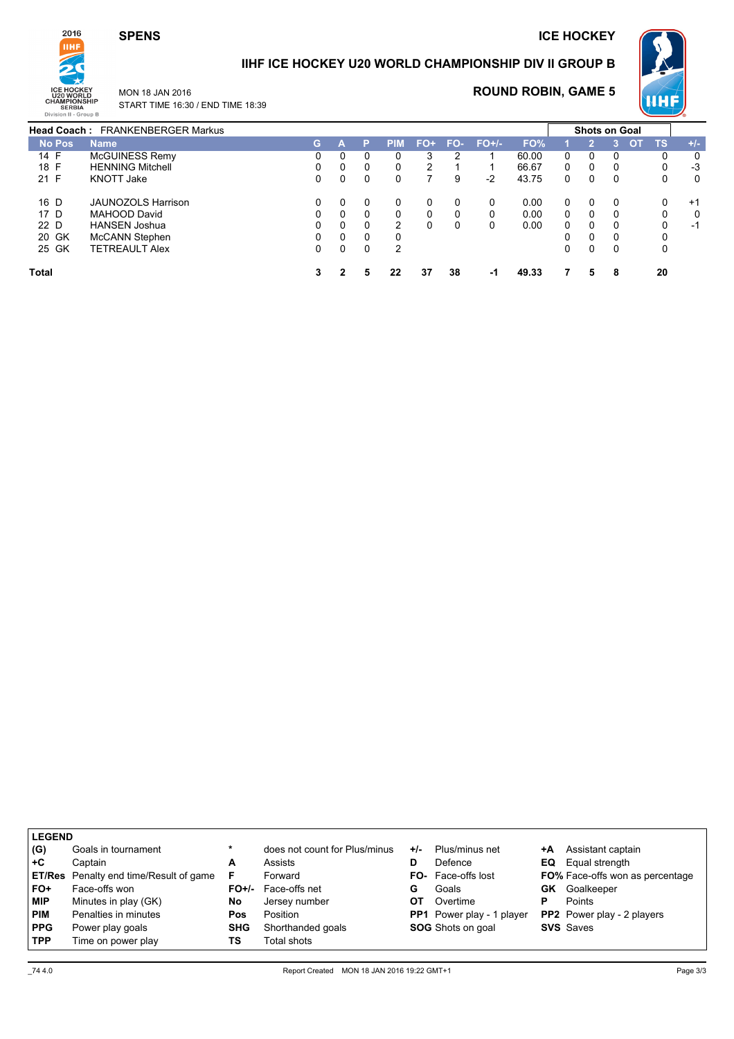**SPENS** — **ICE HOCKEY**

# IIHF ICE HOCKEY U20 WORLD CHAMPIONSHIP DIV II GROUP B

MON 18 JAN 2016
START TIME 16:30 / END TIME 18:39

## ROUND ROBIN, GAME 5

**Head Coach :** FRANKENBERGER Markus

| No | Pos | Name | G | A | P | PIM | FO+ | FO- | FO+/- | FO% | 1 | 2 | 3 | OT | TS | +/- |
|---|---|---|---|---|---|---|---|---|---|---|---|---|---|---|---|---|
| 14 | F | McGUINESS Remy | 0 | 0 | 0 | 0 | 3 | 2 | 1 | 60.00 | 0 | 0 | 0 | | 0 | 0 |
| 18 | F | HENNING Mitchell | 0 | 0 | 0 | 0 | 2 | 1 | 1 | 66.67 | 0 | 0 | 0 | | 0 | -3 |
| 21 | F | KNOTT Jake | 0 | 0 | 0 | 0 | 7 | 9 | -2 | 43.75 | 0 | 0 | 0 | | 0 | 0 |
| 16 | D | JAUNOZOLS Harrison | 0 | 0 | 0 | 0 | 0 | 0 | 0 | 0.00 | 0 | 0 | 0 | | 0 | +1 |
| 17 | D | MAHOOD David | 0 | 0 | 0 | 0 | 0 | 0 | 0 | 0.00 | 0 | 0 | 0 | | 0 | 0 |
| 22 | D | HANSEN Joshua | 0 | 0 | 0 | 2 | 0 | 0 | 0 | 0.00 | 0 | 0 | 0 | | 0 | -1 |
| 20 | GK | McCANN Stephen | 0 | 0 | 0 | 0 | | | | | 0 | 0 | 0 | | 0 | |
| 25 | GK | TETREAULT Alex | 0 | 0 | 0 | 2 | | | | | 0 | 0 | 0 | | 0 | |
| **Total** | | | **3** | **2** | **5** | **22** | **37** | **38** | **-1** | **49.33** | **7** | **5** | **8** | | **20** | |

Columns 1, 2, 3, OT, TS: Shots on Goal

**LEGEND**

| | | | | | | | |
|---|---|---|---|---|---|---|---|
| (G) | Goals in tournament | * | does not count for Plus/minus | +/- | Plus/minus net | +A | Assistant captain |
| +C | Captain | A | Assists | D | Defence | EQ | Equal strength |
| ET/Res | Penalty end time/Result of game | F | Forward | FO- | Face-offs lost | FO% | Face-offs won as percentage |
| FO+ | Face-offs won | FO+/- | Face-offs net | G | Goals | GK | Goalkeeper |
| MIP | Minutes in play (GK) | No | Jersey number | OT | Overtime | P | Points |
| PIM | Penalties in minutes | Pos | Position | PP1 | Power play - 1 player | PP2 | Power play - 2 players |
| PPG | Power play goals | SHG | Shorthanded goals | SOG | Shots on goal | SVS | Saves |
| TPP | Time on power play | TS | Total shots | | | | |

_74 4.0 — Report Created MON 18 JAN 2016 19:22 GMT+1